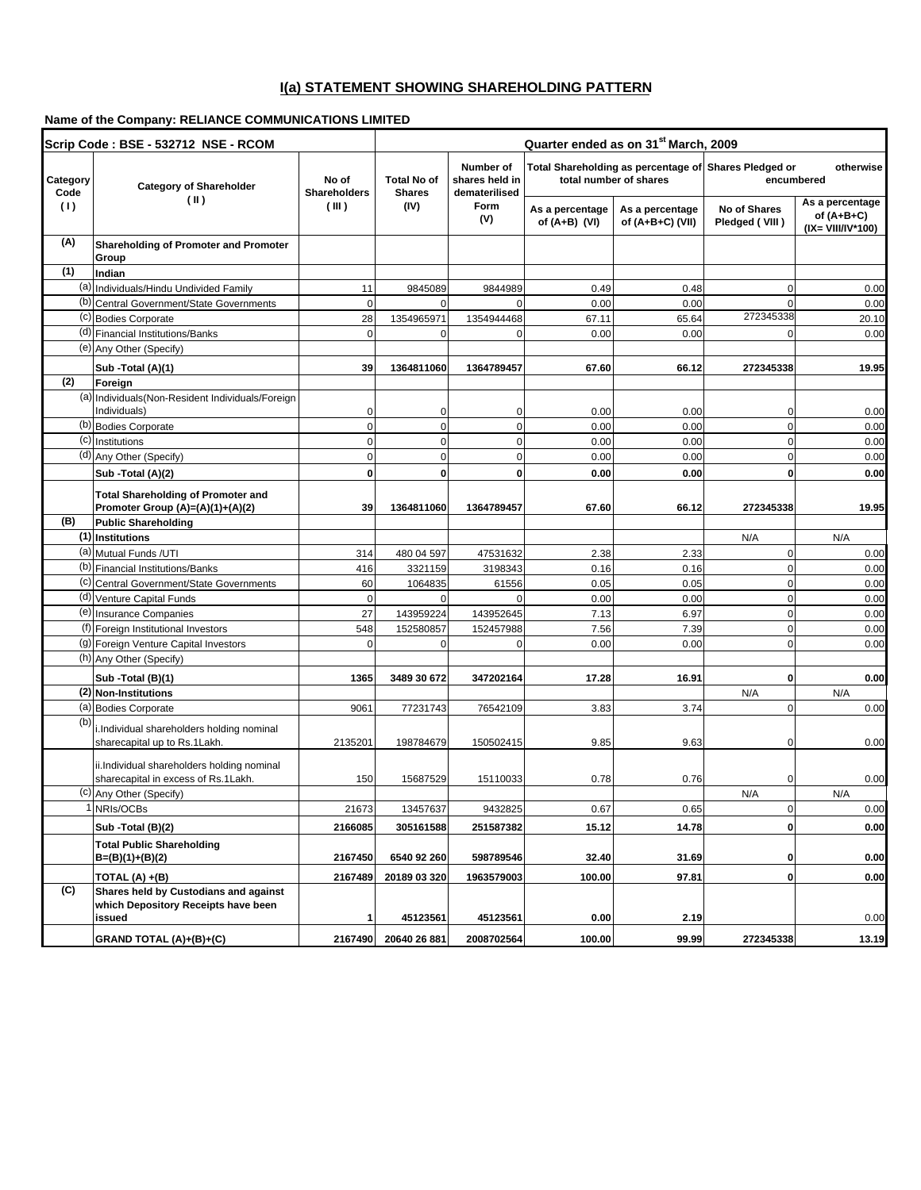# I(a) STATEMENT SHOWING SHAREHOLDING PATTERN

**Name of the Company: RELIANCE COMMUNICATIONS LIMITED**

| Scrip Code : BSE - 532712 NSE - RCOM | | | Quarter ended as on 31[st] March, 2009 | | | | | |
|---|---|---|---|---|---|---|---|---|
| Category Code (I) | Category of Shareholder (II) | No of Shareholders (III) | Total No of Shares (IV) | Number of shares held in dematerilised Form (V) | Total Shareholding as percentage of total number of shares | | Shares Pledged or otherwise encumbered | |
| | | | | | As a percentage of (A+B) (VI) | As a percentage of (A+B+C) (VII) | No of Shares Pledged ( VIII ) | As a percentage of (A+B+C) (IX= VIII/IV*100) |
| **(A)** | **Shareholding of Promoter and Promoter Group** | | | | | | | |
| **(1)** | **Indian** | | | | | | | |
| (a) | Individuals/Hindu Undivided Family | 11 | 9845089 | 9844989 | 0.49 | 0.48 | 0 | 0.00 |
| (b) | Central Government/State Governments | 0 | 0 | 0 | 0.00 | 0.00 | 0 | 0.00 |
| (c) | Bodies Corporate | 28 | 1354965971 | 1354944468 | 67.11 | 65.64 | 272345338 | 20.10 |
| (d) | Financial Institutions/Banks | 0 | 0 | 0 | 0.00 | 0.00 | 0 | 0.00 |
| (e) | Any Other (Specify) | | | | | | | |
| | **Sub -Total (A)(1)** | **39** | **1364811060** | **1364789457** | **67.60** | **66.12** | **272345338** | **19.95** |
| **(2)** | **Foreign** | | | | | | | |
| (a) | Individuals(Non-Resident Individuals/Foreign Individuals) | 0 | 0 | 0 | 0.00 | 0.00 | 0 | 0.00 |
| (b) | Bodies Corporate | 0 | 0 | 0 | 0.00 | 0.00 | 0 | 0.00 |
| (c) | Institutions | 0 | 0 | 0 | 0.00 | 0.00 | 0 | 0.00 |
| (d) | Any Other (Specify) | 0 | 0 | 0 | 0.00 | 0.00 | 0 | 0.00 |
| | **Sub -Total (A)(2)** | **0** | **0** | **0** | **0.00** | **0.00** | **0** | **0.00** |
| | **Total Shareholding of Promoter and Promoter Group (A)=(A)(1)+(A)(2)** | **39** | **1364811060** | **1364789457** | **67.60** | **66.12** | **272345338** | **19.95** |
| **(B)** | **Public Shareholding** | | | | | | | |
| **(1)** | **Institutions** | | | | | | N/A | N/A |
| (a) | Mutual Funds /UTI | 314 | 480 04 597 | 47531632 | 2.38 | 2.33 | 0 | 0.00 |
| (b) | Financial Institutions/Banks | 416 | 3321159 | 3198343 | 0.16 | 0.16 | 0 | 0.00 |
| (c) | Central Government/State Governments | 60 | 1064835 | 61556 | 0.05 | 0.05 | 0 | 0.00 |
| (d) | Venture Capital Funds | 0 | 0 | 0 | 0.00 | 0.00 | 0 | 0.00 |
| (e) | Insurance Companies | 27 | 143959224 | 143952645 | 7.13 | 6.97 | 0 | 0.00 |
| (f) | Foreign Institutional Investors | 548 | 152580857 | 152457988 | 7.56 | 7.39 | 0 | 0.00 |
| (g) | Foreign Venture Capital Investors | 0 | 0 | 0 | 0.00 | 0.00 | 0 | 0.00 |
| (h) | Any Other (Specify) | | | | | | | |
| | **Sub -Total (B)(1)** | **1365** | **3489 30 672** | **347202164** | **17.28** | **16.91** | **0** | **0.00** |
| **(2)** | **Non-Institutions** | | | | | | N/A | N/A |
| (a) | Bodies Corporate | 9061 | 77231743 | 76542109 | 3.83 | 3.74 | 0 | 0.00 |
| (b) | i.Individual shareholders holding nominal sharecapital up to Rs.1Lakh. | 2135201 | 198784679 | 150502415 | 9.85 | 9.63 | 0 | 0.00 |
| | ii.Individual shareholders holding nominal sharecapital in excess of Rs.1Lakh. | 150 | 15687529 | 15110033 | 0.78 | 0.76 | 0 | 0.00 |
| (c) | Any Other (Specify) | | | | | | N/A | N/A |
| 1 | NRIs/OCBs | 21673 | 13457637 | 9432825 | 0.67 | 0.65 | 0 | 0.00 |
| | **Sub -Total (B)(2)** | **2166085** | **305161588** | **251587382** | **15.12** | **14.78** | **0** | **0.00** |
| | **Total Public Shareholding B=(B)(1)+(B)(2)** | **2167450** | **6540 92 260** | **598789546** | **32.40** | **31.69** | **0** | **0.00** |
| | **TOTAL (A) +(B)** | **2167489** | **20189 03 320** | **1963579003** | **100.00** | **97.81** | **0** | **0.00** |
| **(C)** | **Shares held by Custodians and against which Depository Receipts have been issued** | **1** | **45123561** | **45123561** | **0.00** | **2.19** | | 0.00 |
| | **GRAND TOTAL (A)+(B)+(C)** | **2167490** | **20640 26 881** | **2008702564** | **100.00** | **99.99** | **272345338** | **13.19** |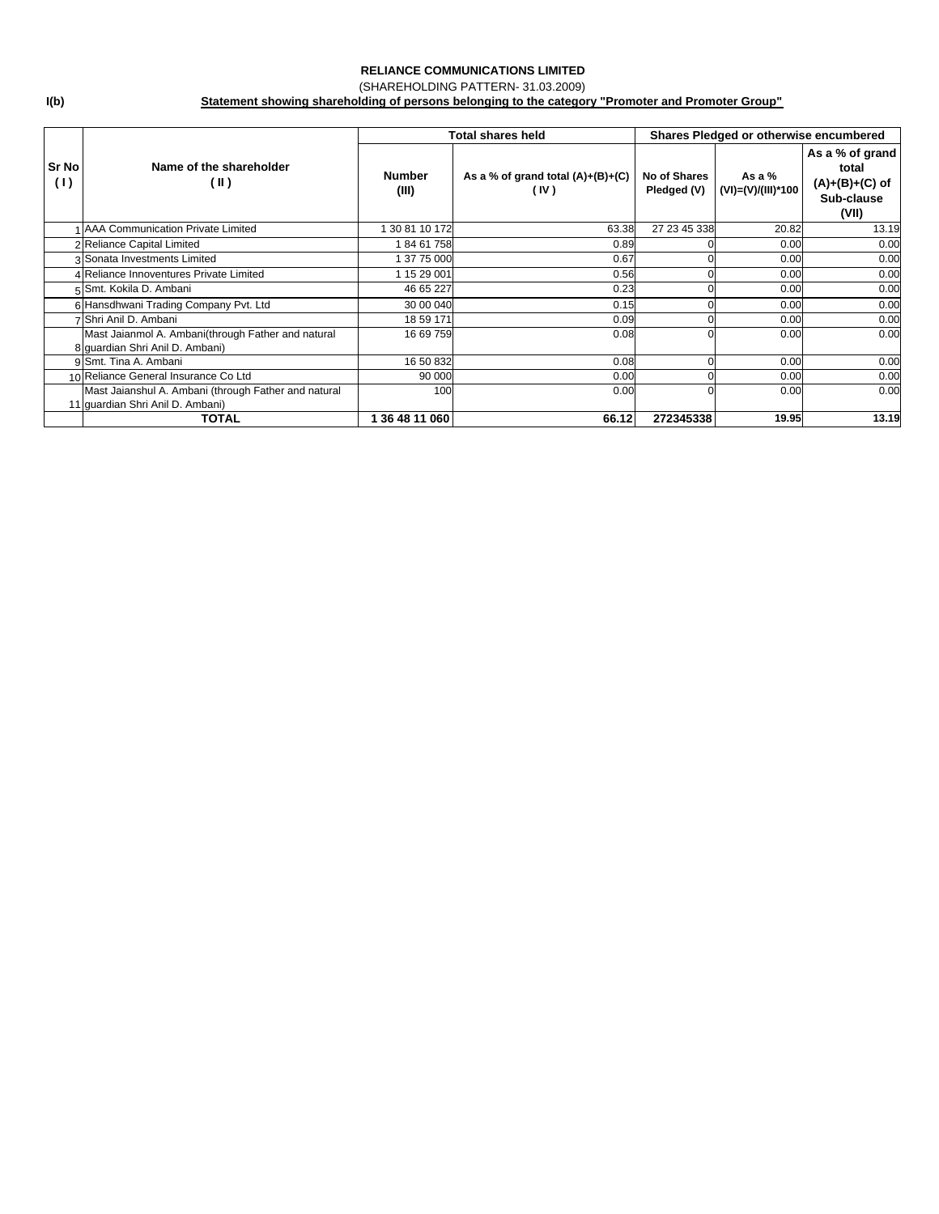**RELIANCE COMMUNICATIONS LIMITED**

(SHAREHOLDING PATTERN- 31.03.2009)

**I(b)** **Statement showing shareholding of persons belonging to the category "Promoter and Promoter Group"**

| Sr No ( I ) | Name of the shareholder ( II ) | Total shares held | | Shares Pledged or otherwise encumbered | | |
|---|---|---|---|---|---|---|
| | | Number (III) | As a % of grand total (A)+(B)+(C) ( IV ) | No of Shares Pledged (V) | As a % (VI)=(V)/(III)*100 | As a % of grand total (A)+(B)+(C) of Sub-clause (VII) |
| 1 | AAA Communication Private Limited | 1 30 81 10 172 | 63.38 | 27 23 45 338 | 20.82 | 13.19 |
| 2 | Reliance Capital Limited | 1 84 61 758 | 0.89 | 0 | 0.00 | 0.00 |
| 3 | Sonata Investments Limited | 1 37 75 000 | 0.67 | 0 | 0.00 | 0.00 |
| 4 | Reliance Innoventures Private Limited | 1 15 29 001 | 0.56 | 0 | 0.00 | 0.00 |
| 5 | Smt. Kokila D. Ambani | 46 65 227 | 0.23 | 0 | 0.00 | 0.00 |
| 6 | Hansdhwani Trading Company Pvt. Ltd | 30 00 040 | 0.15 | 0 | 0.00 | 0.00 |
| 7 | Shri Anil D. Ambani | 18 59 171 | 0.09 | 0 | 0.00 | 0.00 |
| 8 | Mast Jaianmol A. Ambani(through Father and natural guardian Shri Anil D. Ambani) | 16 69 759 | 0.08 | 0 | 0.00 | 0.00 |
| 9 | Smt. Tina A. Ambani | 16 50 832 | 0.08 | 0 | 0.00 | 0.00 |
| 10 | Reliance General Insurance Co Ltd | 90 000 | 0.00 | 0 | 0.00 | 0.00 |
| 11 | Mast Jaianshul A. Ambani (through Father and natural guardian Shri Anil D. Ambani) | 100 | 0.00 | 0 | 0.00 | 0.00 |
| | **TOTAL** | **1 36 48 11 060** | **66.12** | **272345338** | **19.95** | **13.19** |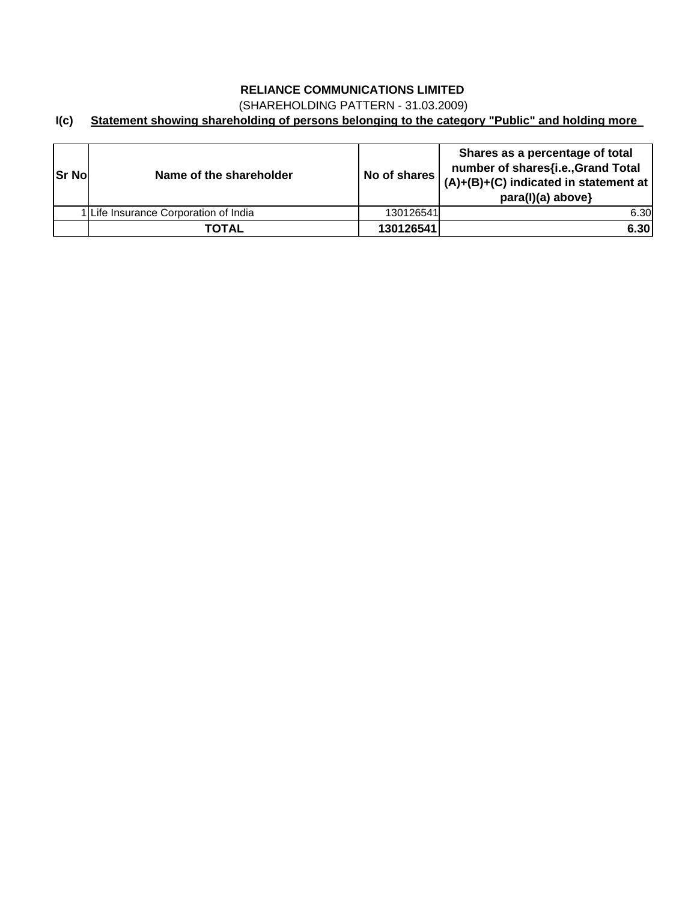**RELIANCE COMMUNICATIONS LIMITED**

(SHAREHOLDING PATTERN - 31.03.2009)

**I(c) Statement showing shareholding of persons belonging to the category "Public" and holding more**

| Sr No | Name of the shareholder | No of shares | Shares as a percentage of total number of shares{i.e.,Grand Total (A)+(B)+(C) indicated in statement at para(I)(a) above} |
|---|---|---|---|
| 1 | Life Insurance Corporation of India | 130126541 | 6.30 |
| | **TOTAL** | **130126541** | **6.30** |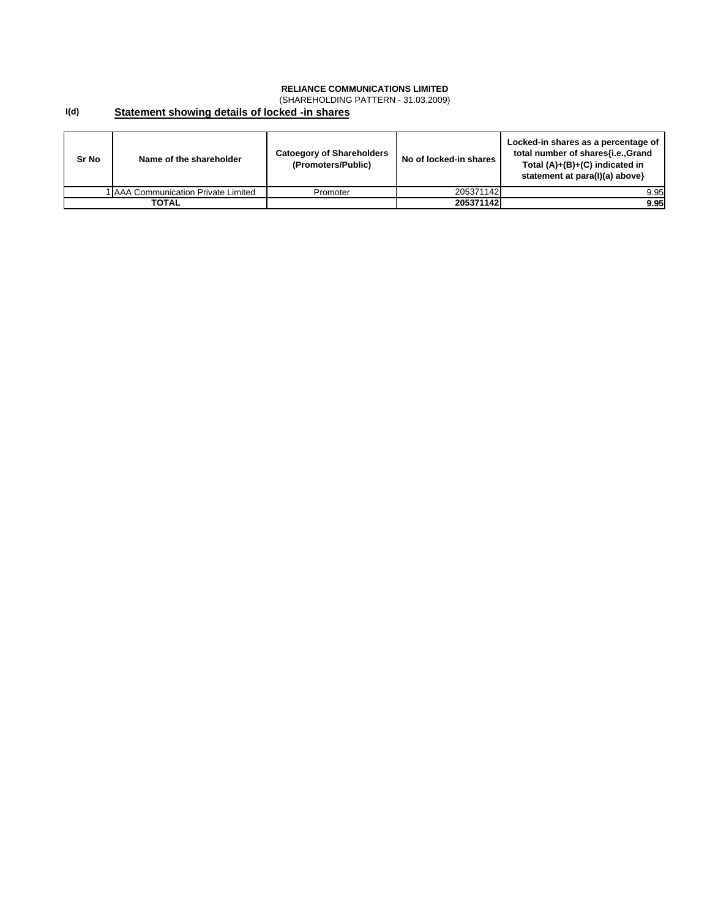**RELIANCE COMMUNICATIONS LIMITED**

(SHAREHOLDING PATTERN - 31.03.2009)

**I(d)** **Statement showing details of locked -in shares**

| Sr No | Name of the shareholder | Catoegory of Shareholders (Promoters/Public) | No of locked-in shares | Locked-in shares as a percentage of total number of shares{i.e.,Grand Total (A)+(B)+(C) indicated in statement at para(I)(a) above} |
|---|---|---|---|---|
| 1 | AAA Communication Private Limited | Promoter | 205371142 | 9.95 |
| **TOTAL** | | | **205371142** | **9.95** |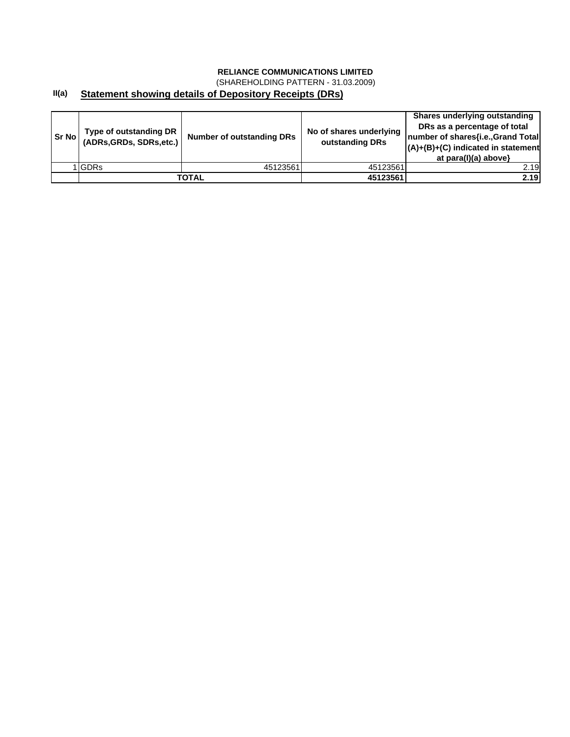**RELIANCE COMMUNICATIONS LIMITED**

(SHAREHOLDING PATTERN - 31.03.2009)

**II(a)** **Statement showing details of Depository Receipts (DRs)**

| Sr No | Type of outstanding DR (ADRs,GRDs, SDRs,etc.) | Number of outstanding DRs | No of shares underlying outstanding DRs | Shares underlying outstanding DRs as a percentage of total number of shares{i.e.,Grand Total (A)+(B)+(C) indicated in statement at para(I)(a) above} |
|---|---|---|---|---|
| 1 | GDRs | 45123561 | 45123561 | 2.19 |
| | **TOTAL** | | **45123561** | **2.19** |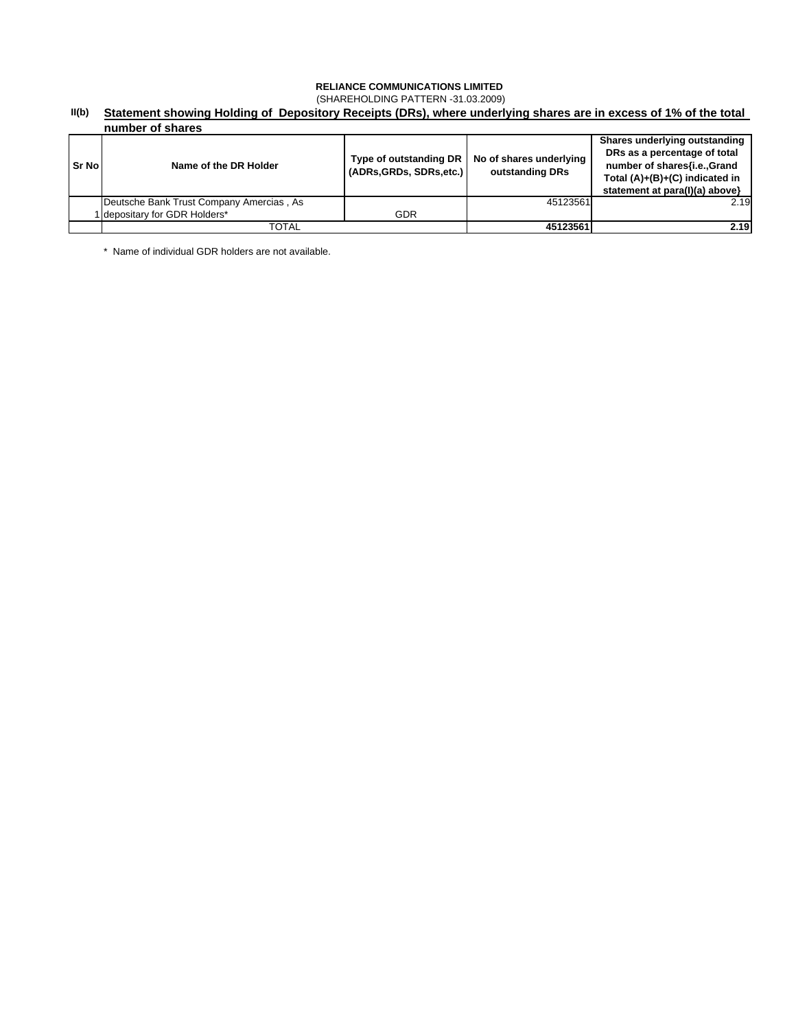**RELIANCE COMMUNICATIONS LIMITED**

(SHAREHOLDING PATTERN -31.03.2009)

## II(b) Statement showing Holding of Depository Receipts (DRs), where underlying shares are in excess of 1% of the total number of shares

| Sr No | Name of the DR Holder | Type of outstanding DR (ADRs,GRDs, SDRs,etc.) | No of shares underlying outstanding DRs | Shares underlying outstanding DRs as a percentage of total number of shares{i.e.,Grand Total (A)+(B)+(C) indicated in statement at para(I)(a) above} |
|---|---|---|---|---|
| 1 | Deutsche Bank Trust Company Amercias , As depositary for GDR Holders* | GDR | 45123561 | 2.19 |
| | TOTAL | | **45123561** | **2.19** |

\* Name of individual GDR holders are not available.